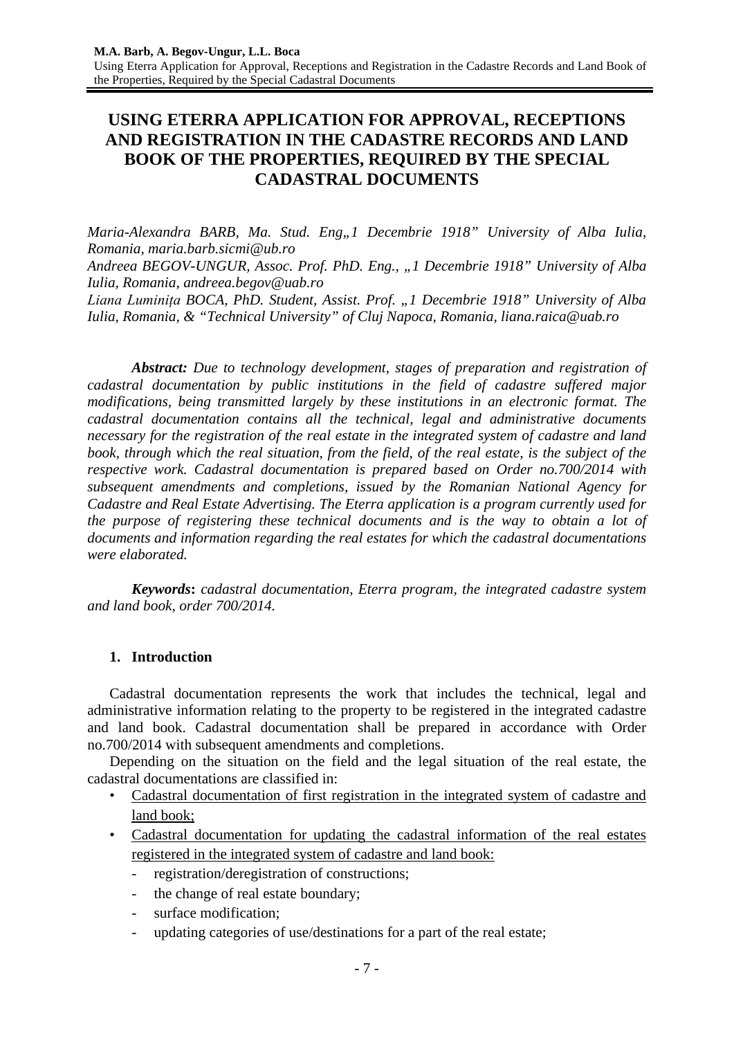# USING ETERRA APPLICATION FOR APPROVAL, RECEPTIONS AND REGISTRATION IN THE CADASTRE RECORDS AND LAND BOOK OF THE PROPERTIES, REQUIRED BY THE SPECIAL CADASTRAL DOCUMENTS

*Maria-Alexandra BARB, Ma. Stud. Eng„1 Decembrie 1918" University of Alba Iulia, Romania, maria.barb.sicmi@ub.ro*

*Andreea BEGOV-UNGUR, Assoc. Prof. PhD. Eng., „1 Decembrie 1918" University of Alba Iulia, Romania, andreea.begov@uab.ro*

*Liana Luminița BOCA, PhD. Student, Assist. Prof. „1 Decembrie 1918" University of Alba Iulia, Romania, & "Technical University" of Cluj Napoca, Romania, liana.raica@uab.ro*

***Abstract:*** *Due to technology development, stages of preparation and registration of cadastral documentation by public institutions in the field of cadastre suffered major modifications, being transmitted largely by these institutions in an electronic format. The cadastral documentation contains all the technical, legal and administrative documents necessary for the registration of the real estate in the integrated system of cadastre and land book, through which the real situation, from the field, of the real estate, is the subject of the respective work. Cadastral documentation is prepared based on Order no.700/2014 with subsequent amendments and completions, issued by the Romanian National Agency for Cadastre and Real Estate Advertising. The Eterra application is a program currently used for the purpose of registering these technical documents and is the way to obtain a lot of documents and information regarding the real estates for which the cadastral documentations were elaborated.*

***Keywords*****:** *cadastral documentation, Eterra program, the integrated cadastre system and land book, order 700/2014.*

## 1. Introduction

Cadastral documentation represents the work that includes the technical, legal and administrative information relating to the property to be registered in the integrated cadastre and land book. Cadastral documentation shall be prepared in accordance with Order no.700/2014 with subsequent amendments and completions.

Depending on the situation on the field and the legal situation of the real estate, the cadastral documentations are classified in:

- Cadastral documentation of first registration in the integrated system of cadastre and land book;
- Cadastral documentation for updating the cadastral information of the real estates registered in the integrated system of cadastre and land book:
  - registration/deregistration of constructions;
  - the change of real estate boundary;
  - surface modification;
  - updating categories of use/destinations for a part of the real estate;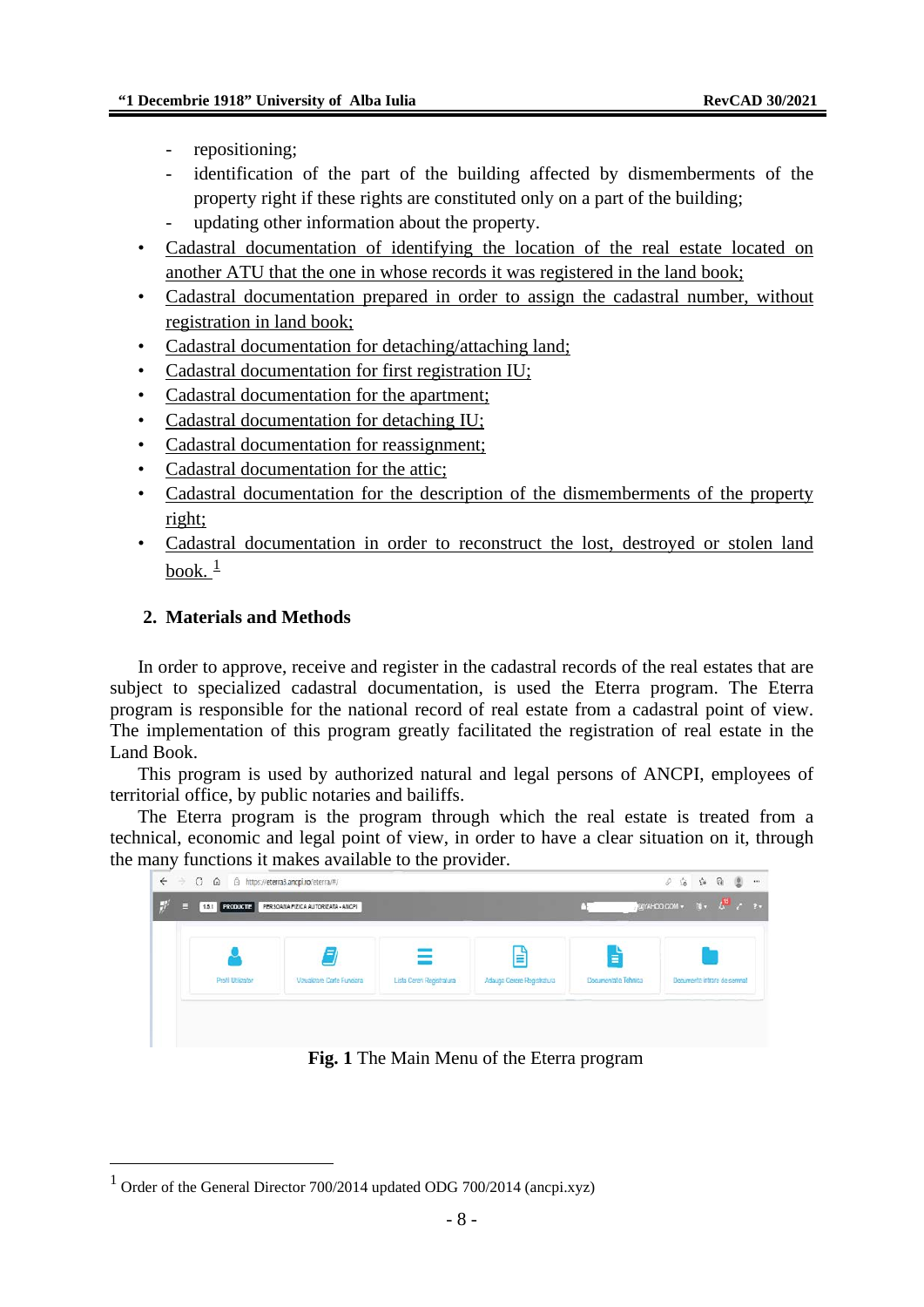- repositioning;
- identification of the part of the building affected by dismemberments of the property right if these rights are constituted only on a part of the building;
- updating other information about the property.

- Cadastral documentation of identifying the location of the real estate located on another ATU that the one in whose records it was registered in the land book;
- Cadastral documentation prepared in order to assign the cadastral number, without registration in land book;
- Cadastral documentation for detaching/attaching land;
- Cadastral documentation for first registration IU;
- Cadastral documentation for the apartment;
- Cadastral documentation for detaching IU;
- Cadastral documentation for reassignment;
- Cadastral documentation for the attic;
- Cadastral documentation for the description of the dismemberments of the property right;
- Cadastral documentation in order to reconstruct the lost, destroyed or stolen land book. [1]

## 2. Materials and Methods

In order to approve, receive and register in the cadastral records of the real estates that are subject to specialized cadastral documentation, is used the Eterra program. The Eterra program is responsible for the national record of real estate from a cadastral point of view. The implementation of this program greatly facilitated the registration of real estate in the Land Book.

This program is used by authorized natural and legal persons of ANCPI, employees of territorial office, by public notaries and bailiffs.

The Eterra program is the program through which the real estate is treated from a technical, economic and legal point of view, in order to have a clear situation on it, through the many functions it makes available to the provider.

**Fig. 1** The Main Menu of the Eterra program

[1] Order of the General Director 700/2014 updated ODG 700/2014 (ancpi.xyz)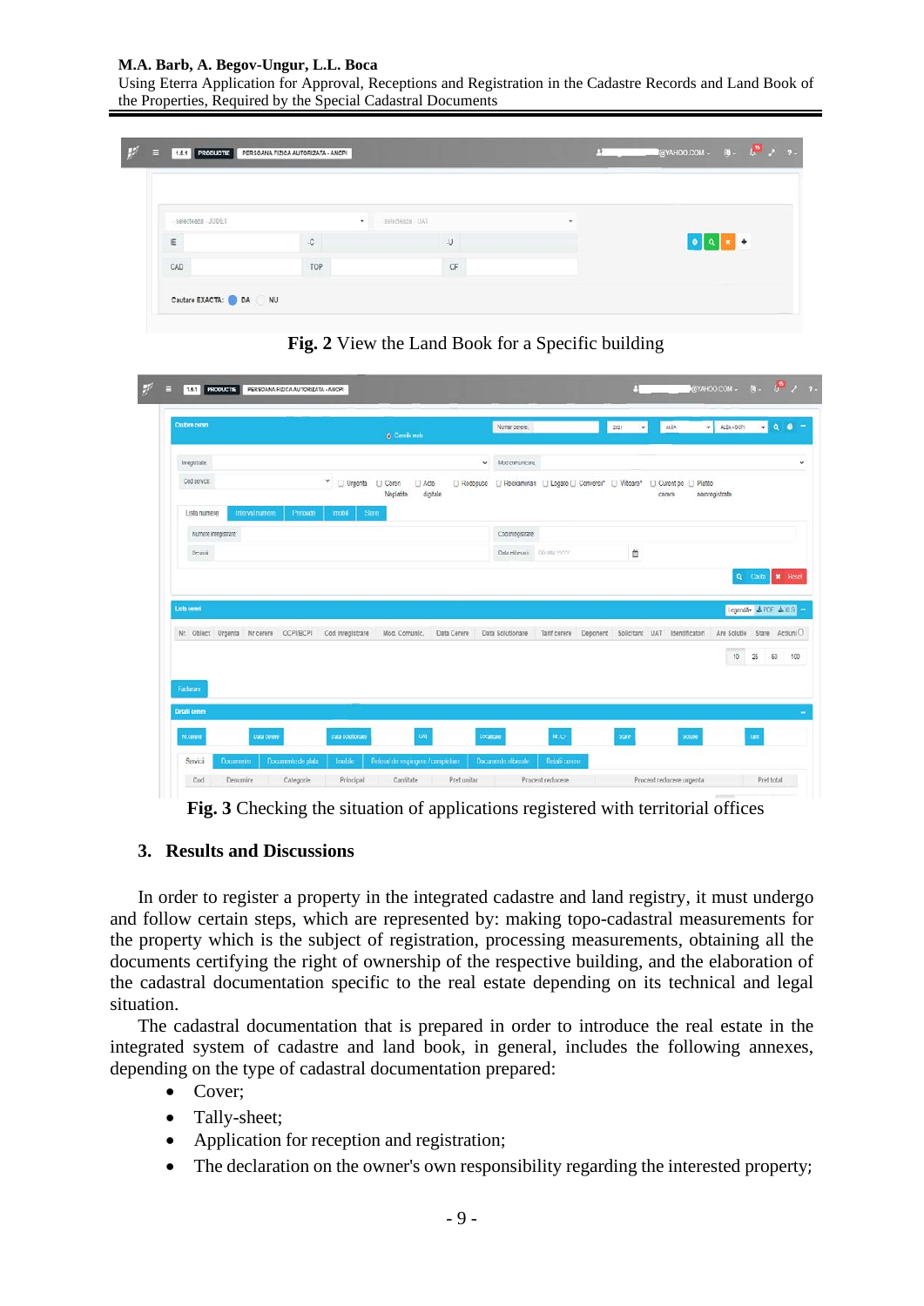Fig. 2 View the Land Book for a Specific building

Fig. 3 Checking the situation of applications registered with territorial offices

## 3. Results and Discussions

In order to register a property in the integrated cadastre and land registry, it must undergo and follow certain steps, which are represented by: making topo-cadastral measurements for the property which is the subject of registration, processing measurements, obtaining all the documents certifying the right of ownership of the respective building, and the elaboration of the cadastral documentation specific to the real estate depending on its technical and legal situation.

The cadastral documentation that is prepared in order to introduce the real estate in the integrated system of cadastre and land book, in general, includes the following annexes, depending on the type of cadastral documentation prepared:

- Cover;
- Tally-sheet;
- Application for reception and registration;
- The declaration on the owner's own responsibility regarding the interested property;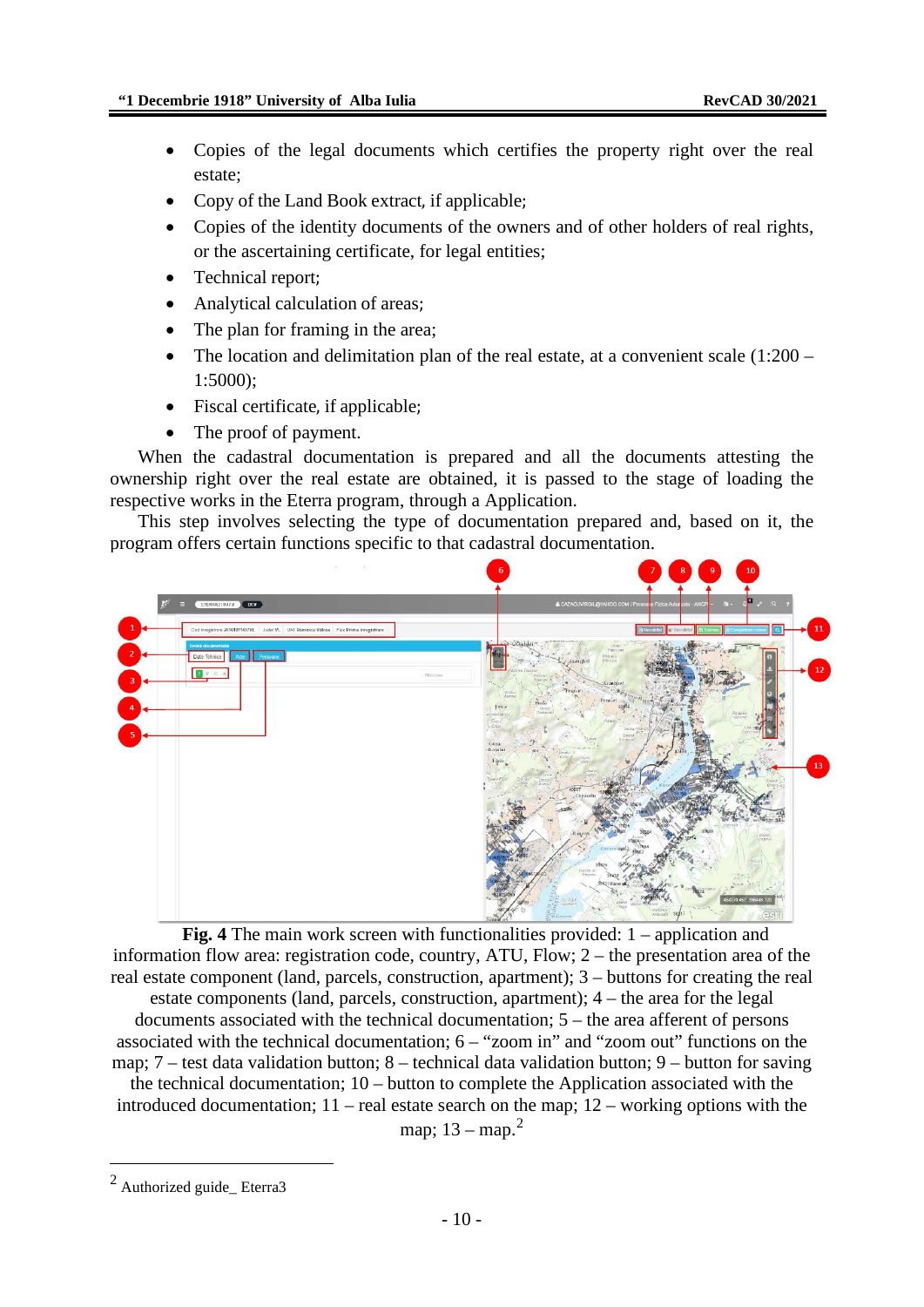- Copies of the legal documents which certifies the property right over the real estate;
- Copy of the Land Book extract, if applicable;
- Copies of the identity documents of the owners and of other holders of real rights, or the ascertaining certificate, for legal entities;
- Technical report;
- Analytical calculation of areas;
- The plan for framing in the area;
- The location and delimitation plan of the real estate, at a convenient scale (1:200 – 1:5000);
- Fiscal certificate, if applicable;
- The proof of payment.

When the cadastral documentation is prepared and all the documents attesting the ownership right over the real estate are obtained, it is passed to the stage of loading the respective works in the Eterra program, through a Application.

This step involves selecting the type of documentation prepared and, based on it, the program offers certain functions specific to that cadastral documentation.

**Fig. 4** The main work screen with functionalities provided: 1 – application and information flow area: registration code, country, ATU, Flow; 2 – the presentation area of the real estate component (land, parcels, construction, apartment); 3 – buttons for creating the real estate components (land, parcels, construction, apartment); 4 – the area for the legal documents associated with the technical documentation; 5 – the area afferent of persons associated with the technical documentation; 6 – "zoom in" and "zoom out" functions on the map; 7 – test data validation button; 8 – technical data validation button; 9 – button for saving the technical documentation; 10 – button to complete the Application associated with the introduced documentation; 11 – real estate search on the map; 12 – working options with the map; 13 – map.[2]

[2] Authorized guide_ Eterra3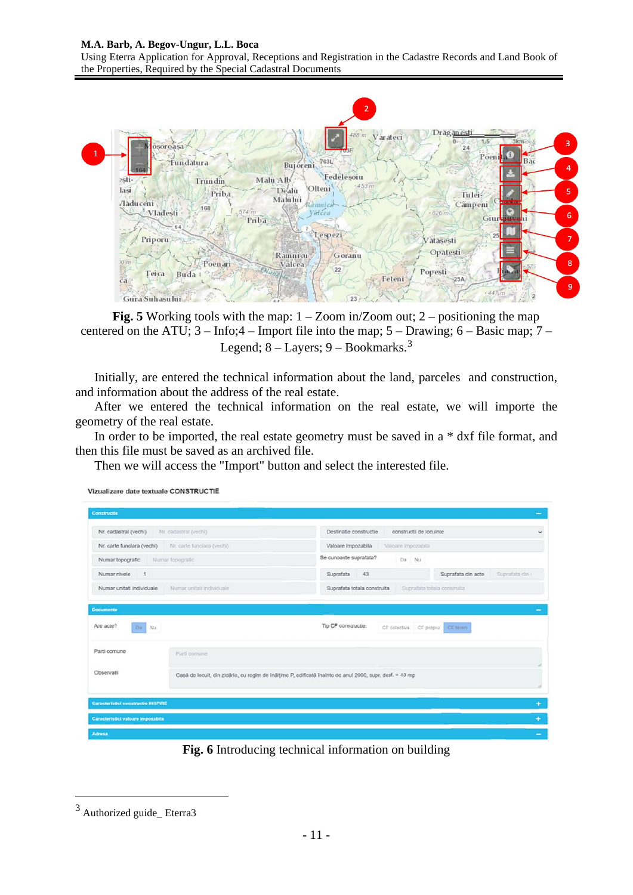**Fig. 5** Working tools with the map: 1 – Zoom in/Zoom out; 2 – positioning the map centered on the ATU; 3 – Info;4 – Import file into the map; 5 – Drawing; 6 – Basic map; 7 – Legend; 8 – Layers; 9 – Bookmarks.[3]

Initially, are entered the technical information about the land, parceles and construction, and information about the address of the real estate.

After we entered the technical information on the real estate, we will importe the geometry of the real estate.

In order to be imported, the real estate geometry must be saved in a * dxf file format, and then this file must be saved as an archived file.

Then we will access the "Import" button and select the interested file.

**Fig. 6** Introducing technical information on building

---

[3] Authorized guide_ Eterra3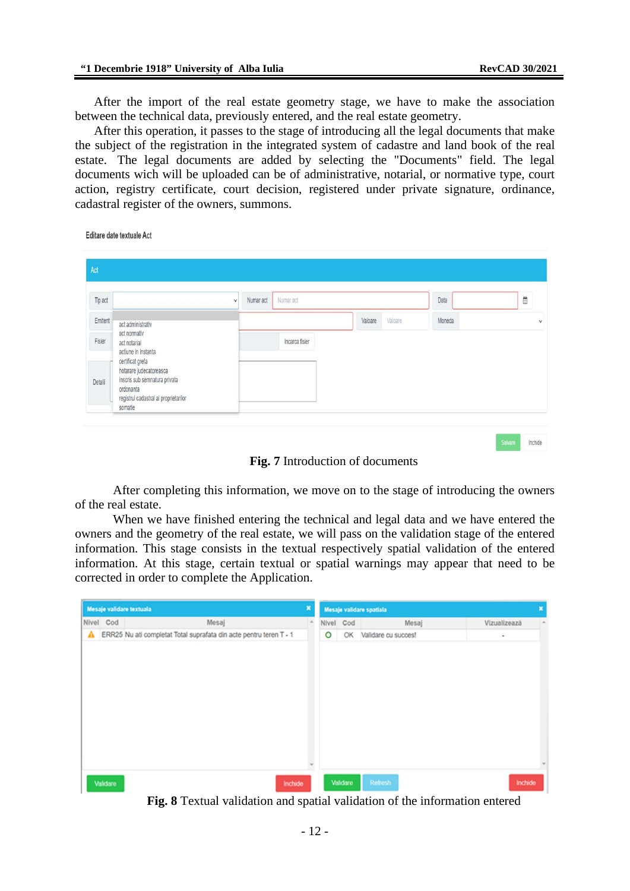After the import of the real estate geometry stage, we have to make the association between the technical data, previously entered, and the real estate geometry.

After this operation, it passes to the stage of introducing all the legal documents that make the subject of the registration in the integrated system of cadastre and land book of the real estate. The legal documents are added by selecting the "Documents" field. The legal documents wich will be uploaded can be of administrative, notarial, or normative type, court action, registry certificate, court decision, registered under private signature, ordinance, cadastral register of the owners, summons.

**Fig. 7** Introduction of documents

After completing this information, we move on to the stage of introducing the owners of the real estate.

When we have finished entering the technical and legal data and we have entered the owners and the geometry of the real estate, we will pass on the validation stage of the entered information. This stage consists in the textual respectively spatial validation of the entered information. At this stage, certain textual or spatial warnings may appear that need to be corrected in order to complete the Application.

**Fig. 8** Textual validation and spatial validation of the information entered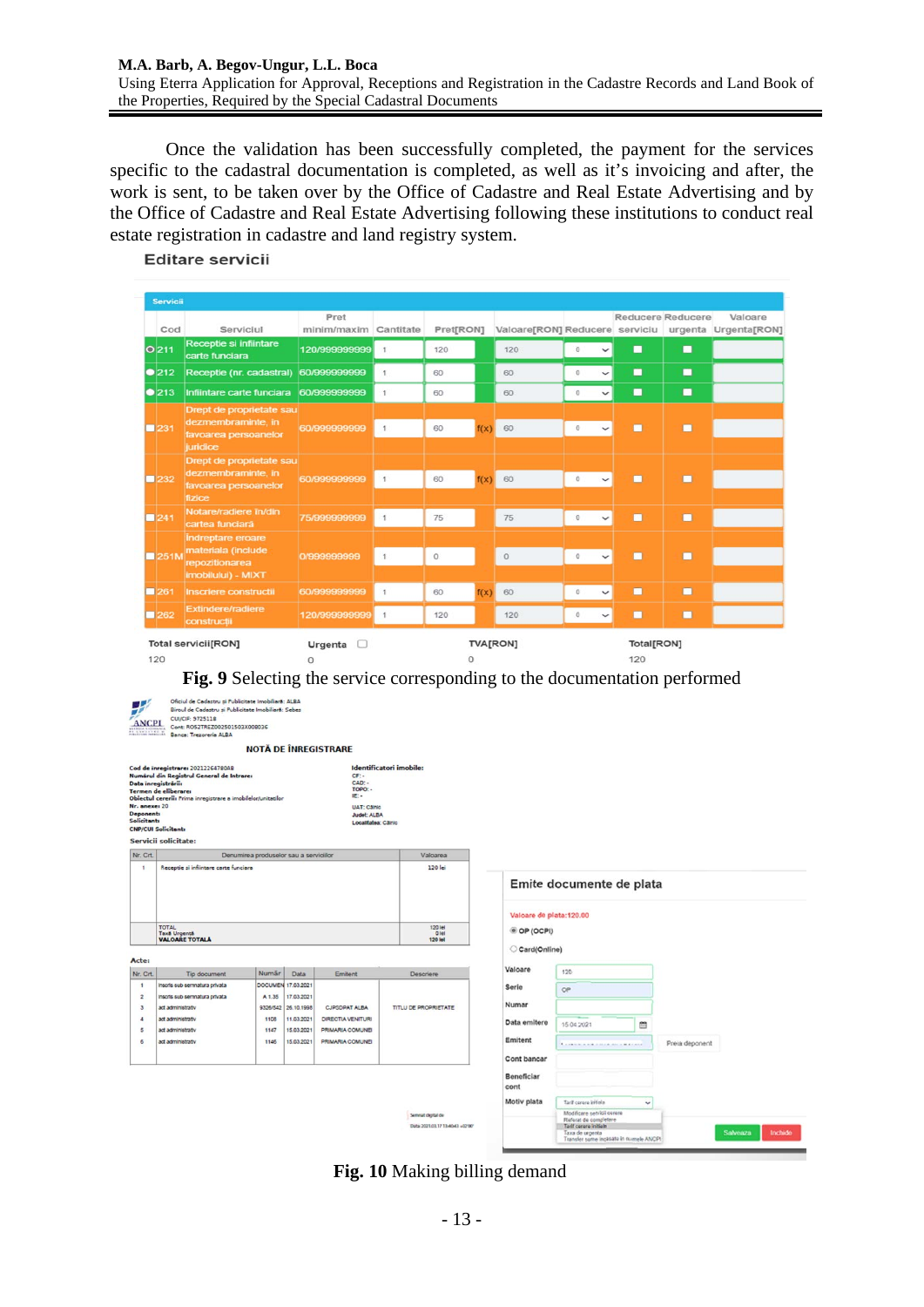Once the validation has been successfully completed, the payment for the services specific to the cadastral documentation is completed, as well as it's invoicing and after, the work is sent, to be taken over by the Office of Cadastre and Real Estate Advertising and by the Office of Cadastre and Real Estate Advertising following these institutions to conduct real estate registration in cadastre and land registry system.

**Editare servicii**

| Cod | Serviciul | Pret minim/maxim | Cantitate | Pret[RON] | Valoare[RON] | Reducere | Reducere serviciu | Reducere urgenta | Valoare Urgenta[RON] |
|---|---|---|---|---|---|---|---|---|---|
| 211 | Receptie si infiintare carte funciara | 120/999999999 | 1 | 120 | 120 | 0 | | | |
| 212 | Receptie (nr. cadastral) | 60/999999999 | 1 | 60 | 60 | 0 | | | |
| 213 | Infiintare carte funciara | 60/999999999 | 1 | 60 | 60 | 0 | | | |
| 231 | Drept de proprietate sau dezmembraminte, in favoarea persoanelor juridice | 60/999999999 | 1 | 60 f(x) | 60 | 0 | | | |
| 232 | Drept de proprietate sau dezmembraminte, in favoarea persoanelor fizice | 60/999999999 | 1 | 60 f(x) | 60 | 0 | | | |
| 241 | Notare/radiere în/din cartea funciară | 75/999999999 | 1 | 75 | 75 | 0 | | | |
| 251M | Îndreptare eroare materiala (include repozitionarea imobilului) - MIXT | 0/999999999 | 1 | 0 | 0 | 0 | | | |
| 261 | Inscriere constructii | 60/999999999 | 1 | 60 f(x) | 60 | 0 | | | |
| 262 | Extindere/radiere constructii | 120/999999999 | 1 | 120 | 120 | 0 | | | |

| Total servicii[RON] | Urgenta | TVA[RON] | Total[RON] |
|---|---|---|---|
| 120 | 0 | 0 | 120 |

**Fig. 9** Selecting the service corresponding to the documentation performed

**Fig. 10** Making billing demand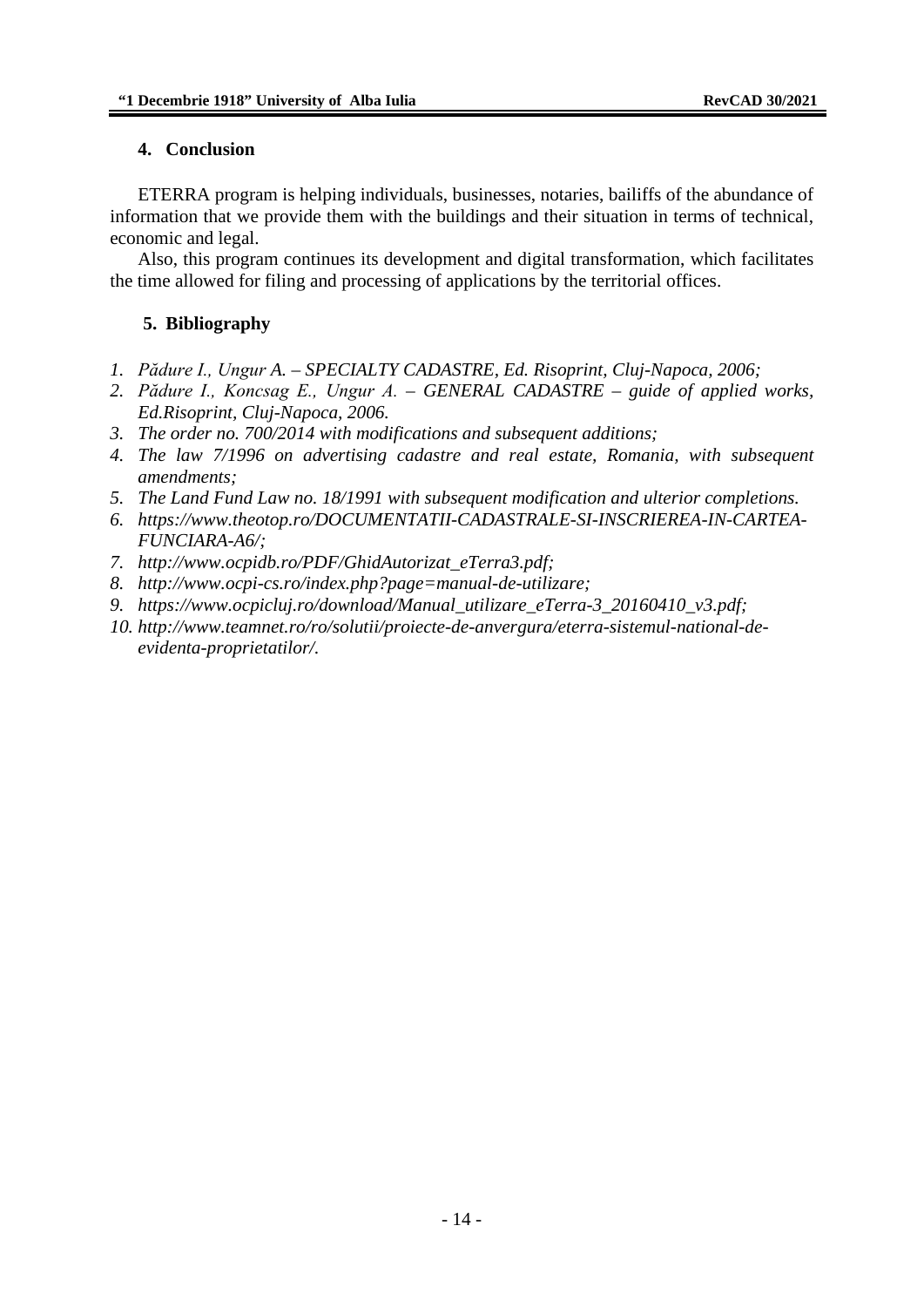## 4. Conclusion

ETERRA program is helping individuals, businesses, notaries, bailiffs of the abundance of information that we provide them with the buildings and their situation in terms of technical, economic and legal.

Also, this program continues its development and digital transformation, which facilitates the time allowed for filing and processing of applications by the territorial offices.

## 5. Bibliography

1. *Pădure I., Ungur A. – SPECIALTY CADASTRE, Ed. Risoprint, Cluj-Napoca, 2006;*
2. *Pădure I., Koncsag E., Ungur A. – GENERAL CADASTRE – guide of applied works, Ed.Risoprint, Cluj-Napoca, 2006.*
3. *The order no. 700/2014 with modifications and subsequent additions;*
4. *The law 7/1996 on advertising cadastre and real estate, Romania, with subsequent amendments;*
5. *The Land Fund Law no. 18/1991 with subsequent modification and ulterior completions.*
6. *https://www.theotop.ro/DOCUMENTATII-CADASTRALE-SI-INSCRIEREA-IN-CARTEA-FUNCIARA-A6/;*
7. *http://www.ocpidb.ro/PDF/GhidAutorizat_eTerra3.pdf;*
8. *http://www.ocpi-cs.ro/index.php?page=manual-de-utilizare;*
9. *https://www.ocpicluj.ro/download/Manual_utilizare_eTerra-3_20160410_v3.pdf;*
10. *http://www.teamnet.ro/ro/solutii/proiecte-de-anvergura/eterra-sistemul-national-de-evidenta-proprietatilor/.*